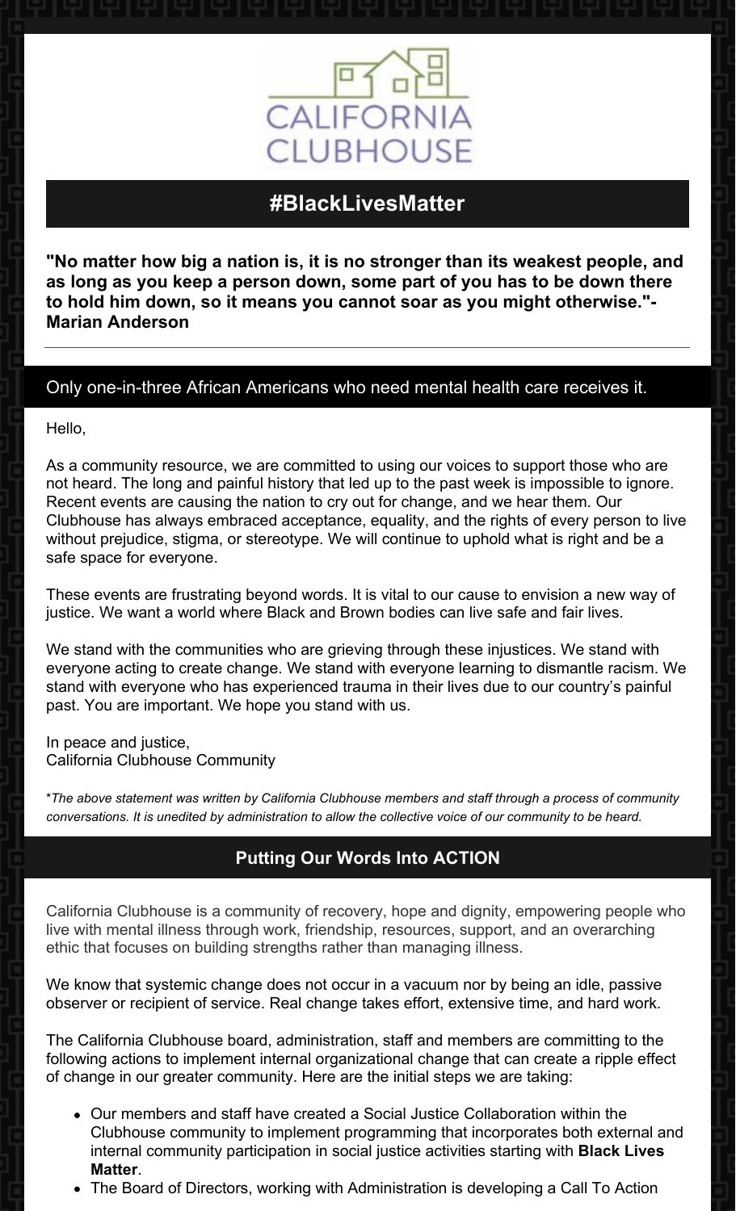CALIFORNIA CLUBHOUSE

## #BlackLivesMatter

**"No matter how big a nation is, it is no stronger than its weakest people, and as long as you keep a person down, some part of you has to be down there to hold him down, so it means you cannot soar as you might otherwise."- Marian Anderson**

---

### Only one-in-three African Americans who need mental health care receives it.

Hello,

As a community resource, we are committed to using our voices to support those who are not heard. The long and painful history that led up to the past week is impossible to ignore. Recent events are causing the nation to cry out for change, and we hear them. Our Clubhouse has always embraced acceptance, equality, and the rights of every person to live without prejudice, stigma, or stereotype. We will continue to uphold what is right and be a safe space for everyone.

These events are frustrating beyond words. It is vital to our cause to envision a new way of justice. We want a world where Black and Brown bodies can live safe and fair lives.

We stand with the communities who are grieving through these injustices. We stand with everyone acting to create change. We stand with everyone learning to dismantle racism. We stand with everyone who has experienced trauma in their lives due to our country's painful past. You are important. We hope you stand with us.

In peace and justice,
California Clubhouse Community

*\*The above statement was written by California Clubhouse members and staff through a process of community conversations. It is unedited by administration to allow the collective voice of our community to be heard.*

## Putting Our Words Into ACTION

California Clubhouse is a community of recovery, hope and dignity, empowering people who live with mental illness through work, friendship, resources, support, and an overarching ethic that focuses on building strengths rather than managing illness.

We know that systemic change does not occur in a vacuum nor by being an idle, passive observer or recipient of service. Real change takes effort, extensive time, and hard work.

The California Clubhouse board, administration, staff and members are committing to the following actions to implement internal organizational change that can create a ripple effect of change in our greater community. Here are the initial steps we are taking:

- Our members and staff have created a Social Justice Collaboration within the Clubhouse community to implement programming that incorporates both external and internal community participation in social justice activities starting with **Black Lives Matter**.
- The Board of Directors, working with Administration is developing a Call To Action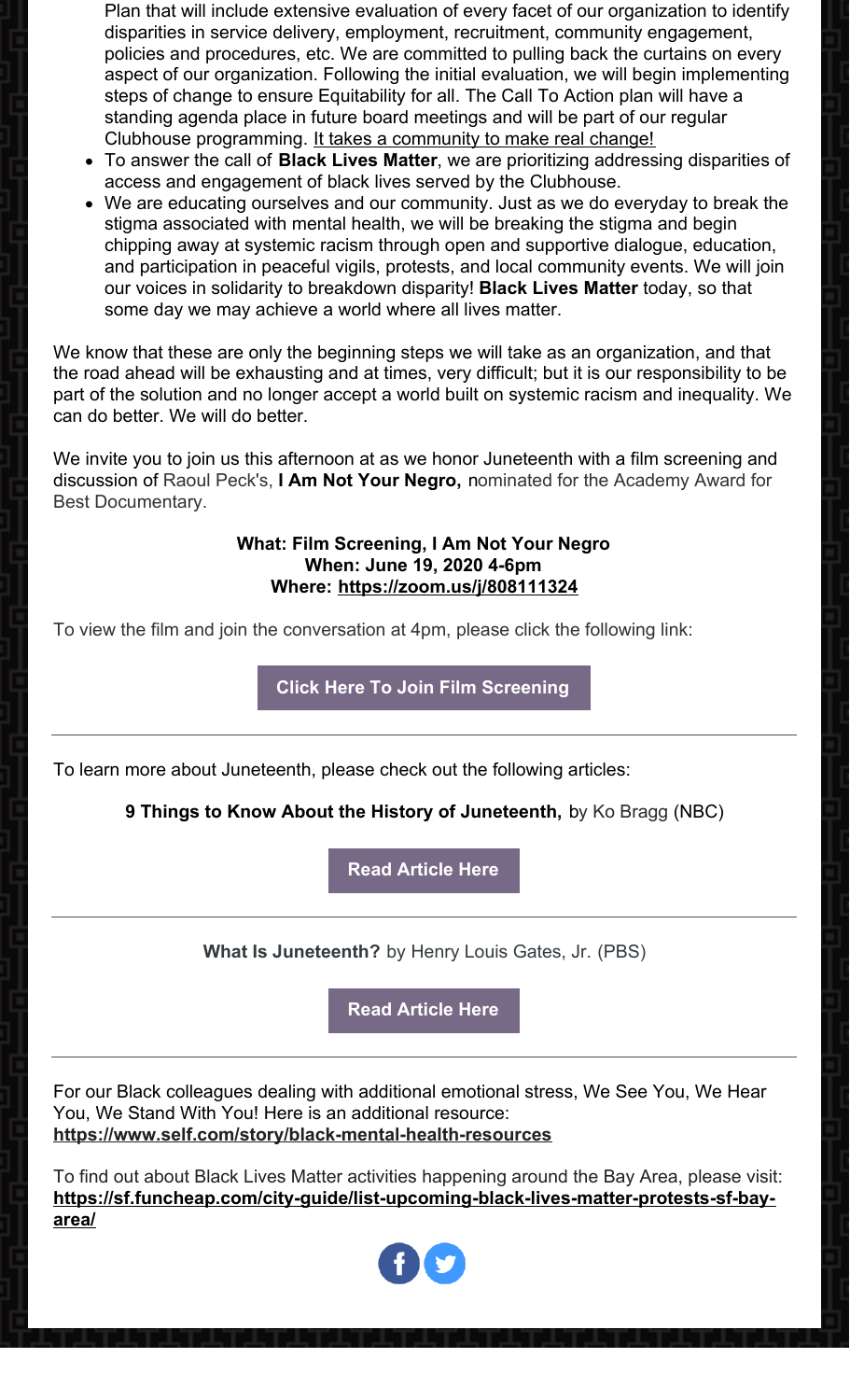Plan that will include extensive evaluation of every facet of our organization to identify disparities in service delivery, employment, recruitment, community engagement, policies and procedures, etc. We are committed to pulling back the curtains on every aspect of our organization. Following the initial evaluation, we will begin implementing steps of change to ensure Equitability for all. The Call To Action plan will have a standing agenda place in future board meetings and will be part of our regular Clubhouse programming. It takes a community to make real change!

- To answer the call of **Black Lives Matter**, we are prioritizing addressing disparities of access and engagement of black lives served by the Clubhouse.
- We are educating ourselves and our community. Just as we do everyday to break the stigma associated with mental health, we will be breaking the stigma and begin chipping away at systemic racism through open and supportive dialogue, education, and participation in peaceful vigils, protests, and local community events. We will join our voices in solidarity to breakdown disparity! **Black Lives Matter** today, so that some day we may achieve a world where all lives matter.

We know that these are only the beginning steps we will take as an organization, and that the road ahead will be exhausting and at times, very difficult; but it is our responsibility to be part of the solution and no longer accept a world built on systemic racism and inequality. We can do better. We will do better.

We invite you to join us this afternoon at as we honor Juneteenth with a film screening and discussion of Raoul Peck's, **I Am Not Your Negro,** nominated for the Academy Award for Best Documentary.

**What: Film Screening, I Am Not Your Negro**
**When: June 19, 2020 4-6pm**
**Where: https://zoom.us/j/808111324**

To view the film and join the conversation at 4pm, please click the following link:

**Click Here To Join Film Screening**

---

To learn more about Juneteenth, please check out the following articles:

**9 Things to Know About the History of Juneteenth,** by Ko Bragg (NBC)

**Read Article Here**

---

**What Is Juneteenth?** by Henry Louis Gates, Jr. (PBS)

**Read Article Here**

---

For our Black colleagues dealing with additional emotional stress, We See You, We Hear You, We Stand With You! Here is an additional resource:
**https://www.self.com/story/black-mental-health-resources**

To find out about Black Lives Matter activities happening around the Bay Area, please visit:
**https://sf.funcheap.com/city-guide/list-upcoming-black-lives-matter-protests-sf-bay-area/**